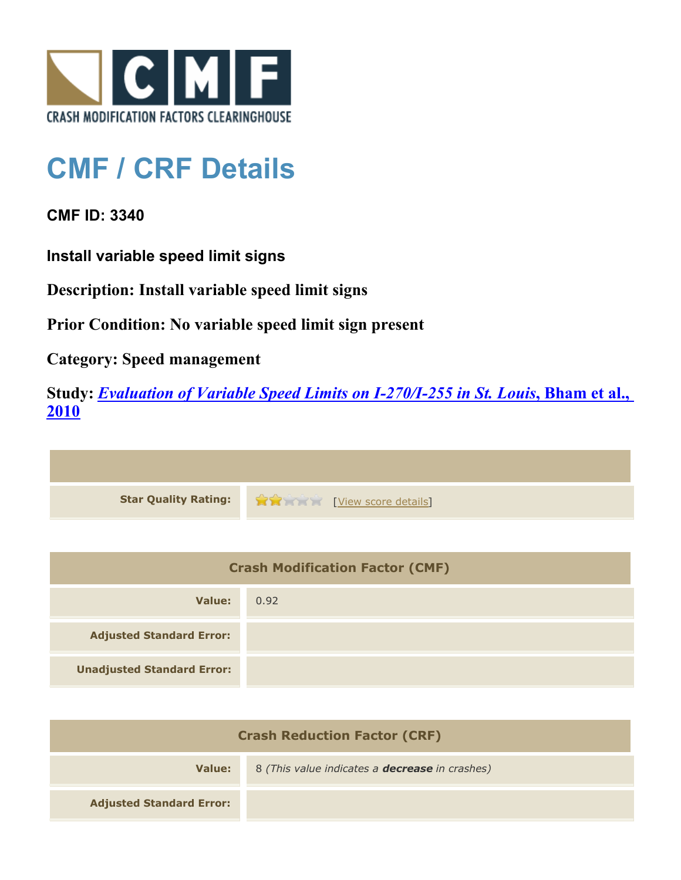# CMF / CRF Details

## CMF ID: 3340

### Install variable speed limit signs

**Description: Install variable speed limit signs**

**Prior Condition: No variable speed limit sign present**

**Category: Speed management**

**Study: *Evaluation of Variable Speed Limits on I-270/I-255 in St. Louis*, Bham et al., 2010**

| | |
|---|---|
| **Star Quality Rating:** | [View score details] |

| Crash Modification Factor (CMF) | |
|---|---|
| **Value:** | 0.92 |
| **Adjusted Standard Error:** | |
| **Unadjusted Standard Error:** | |

| Crash Reduction Factor (CRF) | |
|---|---|
| **Value:** | 8 *(This value indicates a **decrease** in crashes)* |
| **Adjusted Standard Error:** | |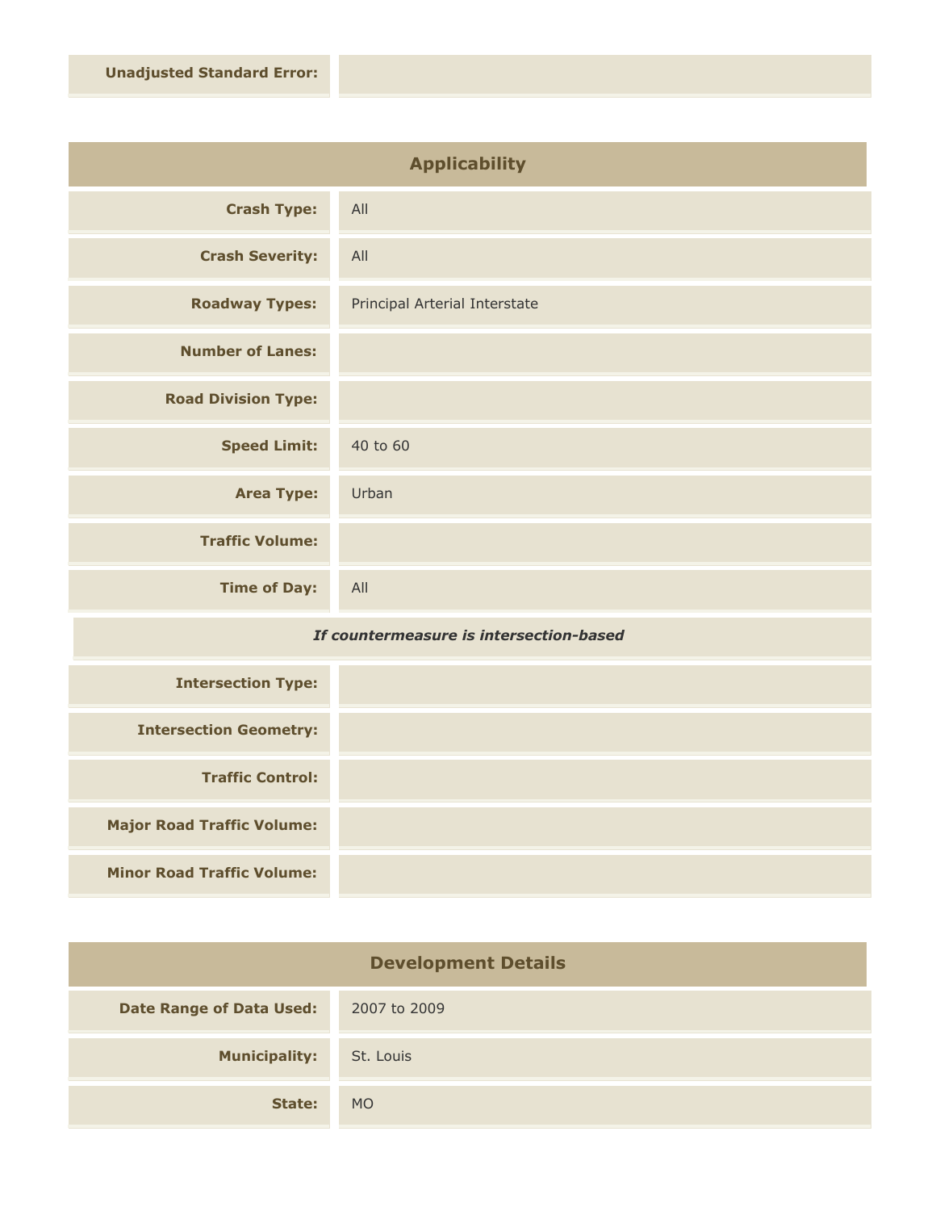| | |
|---|---|
| **Unadjusted Standard Error:** | |

## Applicability

| | |
|---|---|
| **Crash Type:** | All |
| **Crash Severity:** | All |
| **Roadway Types:** | Principal Arterial Interstate |
| **Number of Lanes:** | |
| **Road Division Type:** | |
| **Speed Limit:** | 40 to 60 |
| **Area Type:** | Urban |
| **Traffic Volume:** | |
| **Time of Day:** | All |

***If countermeasure is intersection-based***

| | |
|---|---|
| **Intersection Type:** | |
| **Intersection Geometry:** | |
| **Traffic Control:** | |
| **Major Road Traffic Volume:** | |
| **Minor Road Traffic Volume:** | |

## Development Details

| | |
|---|---|
| **Date Range of Data Used:** | 2007 to 2009 |
| **Municipality:** | St. Louis |
| **State:** | MO |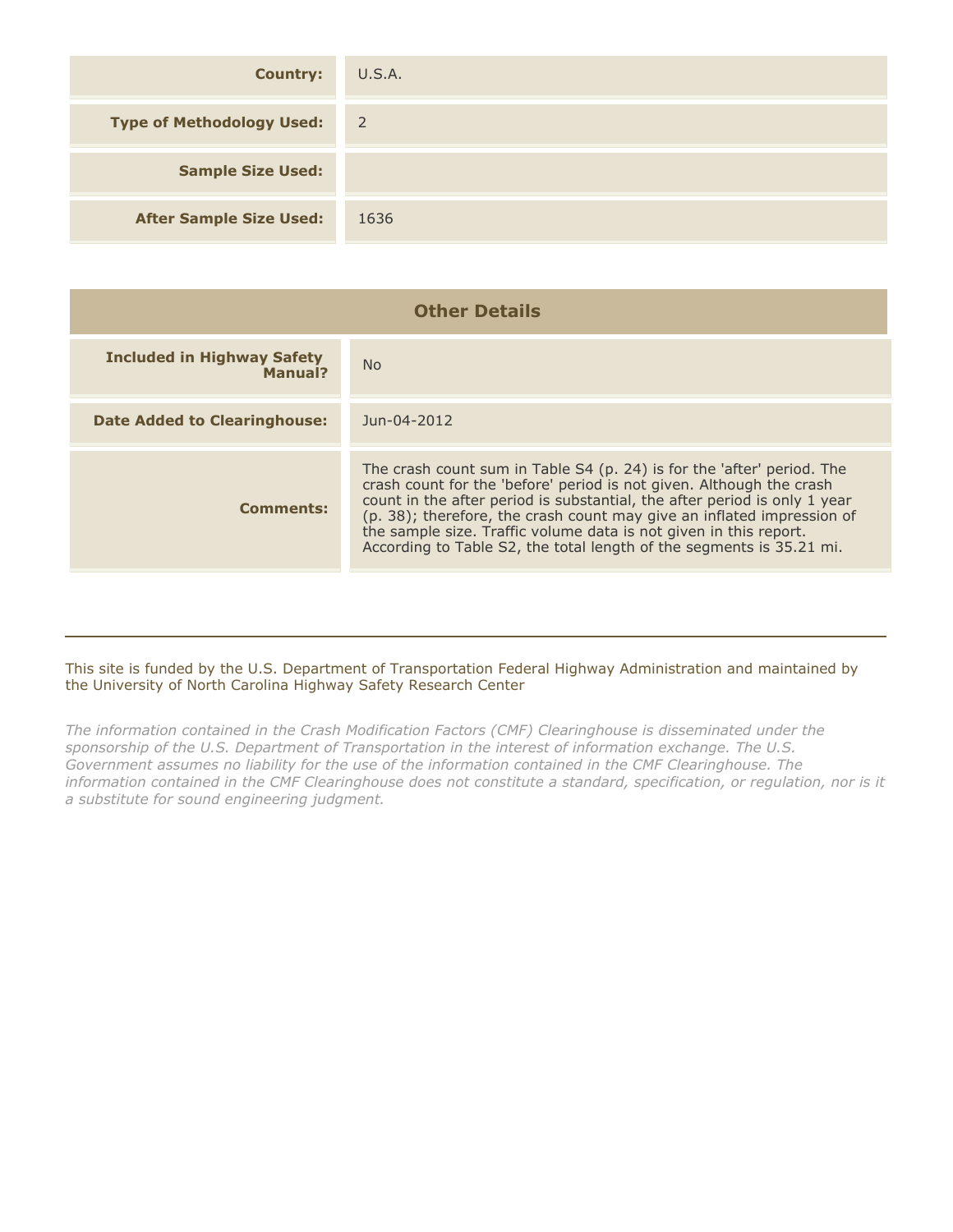| | |
|---|---|
| **Country:** | U.S.A. |
| **Type of Methodology Used:** | 2 |
| **Sample Size Used:** | |
| **After Sample Size Used:** | 1636 |

## Other Details

| | |
|---|---|
| **Included in Highway Safety Manual?** | No |
| **Date Added to Clearinghouse:** | Jun-04-2012 |
| **Comments:** | The crash count sum in Table S4 (p. 24) is for the 'after' period. The crash count for the 'before' period is not given. Although the crash count in the after period is substantial, the after period is only 1 year (p. 38); therefore, the crash count may give an inflated impression of the sample size. Traffic volume data is not given in this report. According to Table S2, the total length of the segments is 35.21 mi. |

---

This site is funded by the U.S. Department of Transportation Federal Highway Administration and maintained by the University of North Carolina Highway Safety Research Center

*The information contained in the Crash Modification Factors (CMF) Clearinghouse is disseminated under the sponsorship of the U.S. Department of Transportation in the interest of information exchange. The U.S. Government assumes no liability for the use of the information contained in the CMF Clearinghouse. The information contained in the CMF Clearinghouse does not constitute a standard, specification, or regulation, nor is it a substitute for sound engineering judgment.*